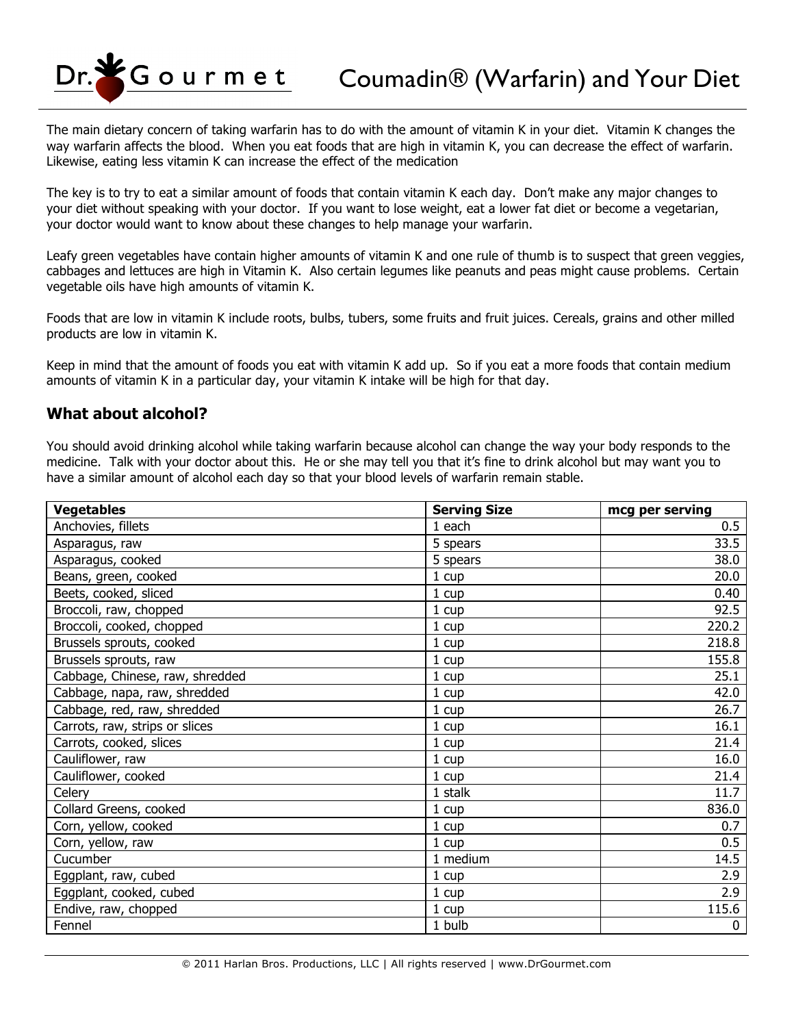# Coumadin® (Warfarin) and Your Diet

The main dietary concern of taking warfarin has to do with the amount of vitamin K in your diet. Vitamin K changes the way warfarin affects the blood. When you eat foods that are high in vitamin K, you can decrease the effect of warfarin. Likewise, eating less vitamin K can increase the effect of the medication

The key is to try to eat a similar amount of foods that contain vitamin K each day. Don't make any major changes to your diet without speaking with your doctor. If you want to lose weight, eat a lower fat diet or become a vegetarian, your doctor would want to know about these changes to help manage your warfarin.

Leafy green vegetables have contain higher amounts of vitamin K and one rule of thumb is to suspect that green veggies, cabbages and lettuces are high in Vitamin K. Also certain legumes like peanuts and peas might cause problems. Certain vegetable oils have high amounts of vitamin K.

Foods that are low in vitamin K include roots, bulbs, tubers, some fruits and fruit juices. Cereals, grains and other milled products are low in vitamin K.

Keep in mind that the amount of foods you eat with vitamin K add up. So if you eat a more foods that contain medium amounts of vitamin K in a particular day, your vitamin K intake will be high for that day.

## What about alcohol?

You should avoid drinking alcohol while taking warfarin because alcohol can change the way your body responds to the medicine. Talk with your doctor about this. He or she may tell you that it's fine to drink alcohol but may want you to have a similar amount of alcohol each day so that your blood levels of warfarin remain stable.

| Vegetables | Serving Size | mcg per serving |
|---|---|---|
| Anchovies, fillets | 1 each | 0.5 |
| Asparagus, raw | 5 spears | 33.5 |
| Asparagus, cooked | 5 spears | 38.0 |
| Beans, green, cooked | 1 cup | 20.0 |
| Beets, cooked, sliced | 1 cup | 0.40 |
| Broccoli, raw, chopped | 1 cup | 92.5 |
| Broccoli, cooked, chopped | 1 cup | 220.2 |
| Brussels sprouts, cooked | 1 cup | 218.8 |
| Brussels sprouts, raw | 1 cup | 155.8 |
| Cabbage, Chinese, raw, shredded | 1 cup | 25.1 |
| Cabbage, napa, raw, shredded | 1 cup | 42.0 |
| Cabbage, red, raw, shredded | 1 cup | 26.7 |
| Carrots, raw, strips or slices | 1 cup | 16.1 |
| Carrots, cooked, slices | 1 cup | 21.4 |
| Cauliflower, raw | 1 cup | 16.0 |
| Cauliflower, cooked | 1 cup | 21.4 |
| Celery | 1 stalk | 11.7 |
| Collard Greens, cooked | 1 cup | 836.0 |
| Corn, yellow, cooked | 1 cup | 0.7 |
| Corn, yellow, raw | 1 cup | 0.5 |
| Cucumber | 1 medium | 14.5 |
| Eggplant, raw, cubed | 1 cup | 2.9 |
| Eggplant, cooked, cubed | 1 cup | 2.9 |
| Endive, raw, chopped | 1 cup | 115.6 |
| Fennel | 1 bulb | 0 |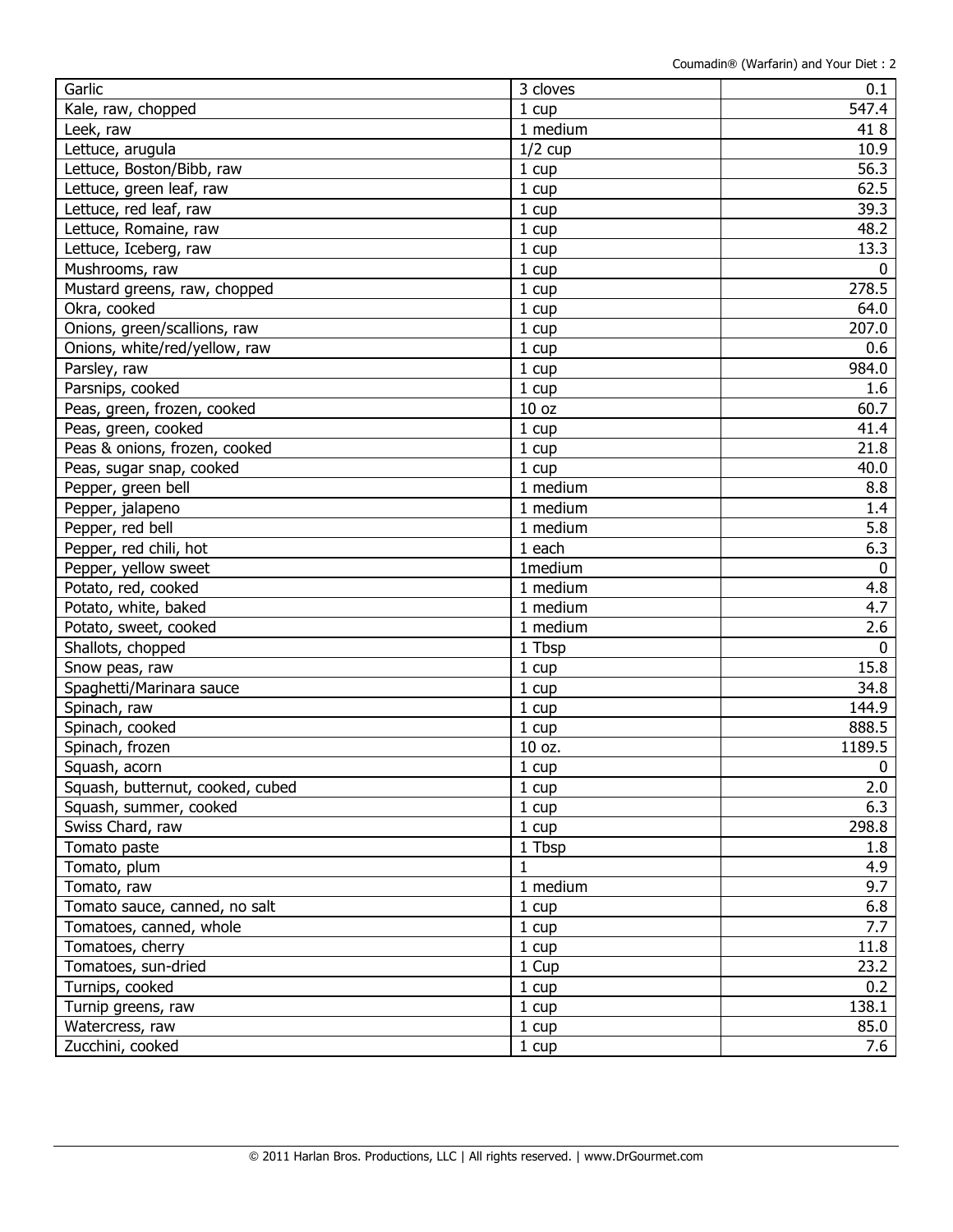| Garlic | 3 cloves | 0.1 |
|---|---|---|
| Kale, raw, chopped | 1 cup | 547.4 |
| Leek, raw | 1 medium | 41 8 |
| Lettuce, arugula | 1/2 cup | 10.9 |
| Lettuce, Boston/Bibb, raw | 1 cup | 56.3 |
| Lettuce, green leaf, raw | 1 cup | 62.5 |
| Lettuce, red leaf, raw | 1 cup | 39.3 |
| Lettuce, Romaine, raw | 1 cup | 48.2 |
| Lettuce, Iceberg, raw | 1 cup | 13.3 |
| Mushrooms, raw | 1 cup | 0 |
| Mustard greens, raw, chopped | 1 cup | 278.5 |
| Okra, cooked | 1 cup | 64.0 |
| Onions, green/scallions, raw | 1 cup | 207.0 |
| Onions, white/red/yellow, raw | 1 cup | 0.6 |
| Parsley, raw | 1 cup | 984.0 |
| Parsnips, cooked | 1 cup | 1.6 |
| Peas, green, frozen, cooked | 10 oz | 60.7 |
| Peas, green, cooked | 1 cup | 41.4 |
| Peas & onions, frozen, cooked | 1 cup | 21.8 |
| Peas, sugar snap, cooked | 1 cup | 40.0 |
| Pepper, green bell | 1 medium | 8.8 |
| Pepper, jalapeno | 1 medium | 1.4 |
| Pepper, red bell | 1 medium | 5.8 |
| Pepper, red chili, hot | 1 each | 6.3 |
| Pepper, yellow sweet | 1medium | 0 |
| Potato, red, cooked | 1 medium | 4.8 |
| Potato, white, baked | 1 medium | 4.7 |
| Potato, sweet, cooked | 1 medium | 2.6 |
| Shallots, chopped | 1 Tbsp | 0 |
| Snow peas, raw | 1 cup | 15.8 |
| Spaghetti/Marinara sauce | 1 cup | 34.8 |
| Spinach, raw | 1 cup | 144.9 |
| Spinach, cooked | 1 cup | 888.5 |
| Spinach, frozen | 10 oz. | 1189.5 |
| Squash, acorn | 1 cup | 0 |
| Squash, butternut, cooked, cubed | 1 cup | 2.0 |
| Squash, summer, cooked | 1 cup | 6.3 |
| Swiss Chard, raw | 1 cup | 298.8 |
| Tomato paste | 1 Tbsp | 1.8 |
| Tomato, plum | 1 | 4.9 |
| Tomato, raw | 1 medium | 9.7 |
| Tomato sauce, canned, no salt | 1 cup | 6.8 |
| Tomatoes, canned, whole | 1 cup | 7.7 |
| Tomatoes, cherry | 1 cup | 11.8 |
| Tomatoes, sun-dried | 1 Cup | 23.2 |
| Turnips, cooked | 1 cup | 0.2 |
| Turnip greens, raw | 1 cup | 138.1 |
| Watercress, raw | 1 cup | 85.0 |
| Zucchini, cooked | 1 cup | 7.6 |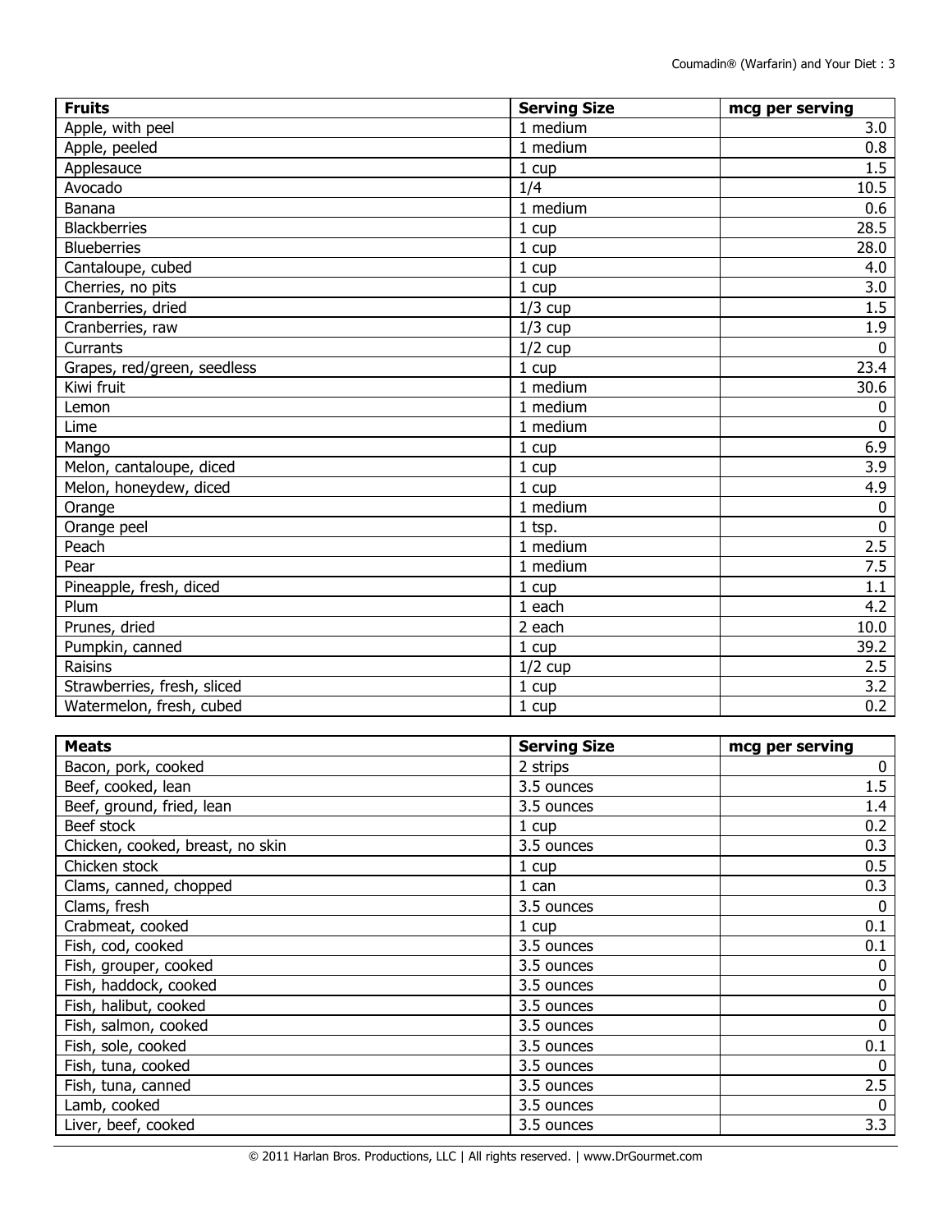| Fruits | Serving Size | mcg per serving |
| --- | --- | --- |
| Apple, with peel | 1 medium | 3.0 |
| Apple, peeled | 1 medium | 0.8 |
| Applesauce | 1 cup | 1.5 |
| Avocado | 1/4 | 10.5 |
| Banana | 1 medium | 0.6 |
| Blackberries | 1 cup | 28.5 |
| Blueberries | 1 cup | 28.0 |
| Cantaloupe, cubed | 1 cup | 4.0 |
| Cherries, no pits | 1 cup | 3.0 |
| Cranberries, dried | 1/3 cup | 1.5 |
| Cranberries, raw | 1/3 cup | 1.9 |
| Currants | 1/2 cup | 0 |
| Grapes, red/green, seedless | 1 cup | 23.4 |
| Kiwi fruit | 1 medium | 30.6 |
| Lemon | 1 medium | 0 |
| Lime | 1 medium | 0 |
| Mango | 1 cup | 6.9 |
| Melon, cantaloupe, diced | 1 cup | 3.9 |
| Melon, honeydew, diced | 1 cup | 4.9 |
| Orange | 1 medium | 0 |
| Orange peel | 1 tsp. | 0 |
| Peach | 1 medium | 2.5 |
| Pear | 1 medium | 7.5 |
| Pineapple, fresh, diced | 1 cup | 1.1 |
| Plum | 1 each | 4.2 |
| Prunes, dried | 2 each | 10.0 |
| Pumpkin, canned | 1 cup | 39.2 |
| Raisins | 1/2 cup | 2.5 |
| Strawberries, fresh, sliced | 1 cup | 3.2 |
| Watermelon, fresh, cubed | 1 cup | 0.2 |

| Meats | Serving Size | mcg per serving |
| --- | --- | --- |
| Bacon, pork, cooked | 2 strips | 0 |
| Beef, cooked, lean | 3.5 ounces | 1.5 |
| Beef, ground, fried, lean | 3.5 ounces | 1.4 |
| Beef stock | 1 cup | 0.2 |
| Chicken, cooked, breast, no skin | 3.5 ounces | 0.3 |
| Chicken stock | 1 cup | 0.5 |
| Clams, canned, chopped | 1 can | 0.3 |
| Clams, fresh | 3.5 ounces | 0 |
| Crabmeat, cooked | 1 cup | 0.1 |
| Fish, cod, cooked | 3.5 ounces | 0.1 |
| Fish, grouper, cooked | 3.5 ounces | 0 |
| Fish, haddock, cooked | 3.5 ounces | 0 |
| Fish, halibut, cooked | 3.5 ounces | 0 |
| Fish, salmon, cooked | 3.5 ounces | 0 |
| Fish, sole, cooked | 3.5 ounces | 0.1 |
| Fish, tuna, cooked | 3.5 ounces | 0 |
| Fish, tuna, canned | 3.5 ounces | 2.5 |
| Lamb, cooked | 3.5 ounces | 0 |
| Liver, beef, cooked | 3.5 ounces | 3.3 |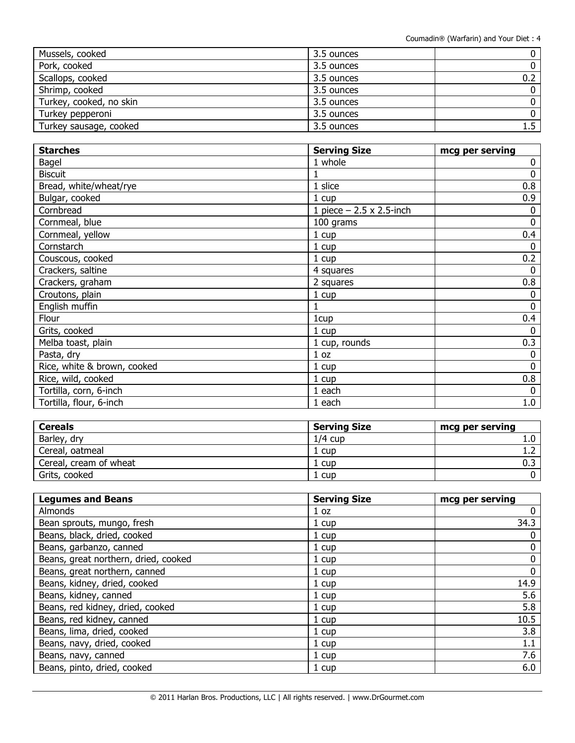| | | |
|---|---|---|
| Mussels, cooked | 3.5 ounces | 0 |
| Pork, cooked | 3.5 ounces | 0 |
| Scallops, cooked | 3.5 ounces | 0.2 |
| Shrimp, cooked | 3.5 ounces | 0 |
| Turkey, cooked, no skin | 3.5 ounces | 0 |
| Turkey pepperoni | 3.5 ounces | 0 |
| Turkey sausage, cooked | 3.5 ounces | 1.5 |

| **Starches** | **Serving Size** | **mcg per serving** |
|---|---|---|
| Bagel | 1 whole | 0 |
| Biscuit | 1 | 0 |
| Bread, white/wheat/rye | 1 slice | 0.8 |
| Bulgar, cooked | 1 cup | 0.9 |
| Cornbread | 1 piece – 2.5 x 2.5-inch | 0 |
| Cornmeal, blue | 100 grams | 0 |
| Cornmeal, yellow | 1 cup | 0.4 |
| Cornstarch | 1 cup | 0 |
| Couscous, cooked | 1 cup | 0.2 |
| Crackers, saltine | 4 squares | 0 |
| Crackers, graham | 2 squares | 0.8 |
| Croutons, plain | 1 cup | 0 |
| English muffin | 1 | 0 |
| Flour | 1cup | 0.4 |
| Grits, cooked | 1 cup | 0 |
| Melba toast, plain | 1 cup, rounds | 0.3 |
| Pasta, dry | 1 oz | 0 |
| Rice, white & brown, cooked | 1 cup | 0 |
| Rice, wild, cooked | 1 cup | 0.8 |
| Tortilla, corn, 6-inch | 1 each | 0 |
| Tortilla, flour, 6-inch | 1 each | 1.0 |

| **Cereals** | **Serving Size** | **mcg per serving** |
|---|---|---|
| Barley, dry | 1/4 cup | 1.0 |
| Cereal, oatmeal | 1 cup | 1.2 |
| Cereal, cream of wheat | 1 cup | 0.3 |
| Grits, cooked | 1 cup | 0 |

| **Legumes and Beans** | **Serving Size** | **mcg per serving** |
|---|---|---|
| Almonds | 1 oz | 0 |
| Bean sprouts, mungo, fresh | 1 cup | 34.3 |
| Beans, black, dried, cooked | 1 cup | 0 |
| Beans, garbanzo, canned | 1 cup | 0 |
| Beans, great northern, dried, cooked | 1 cup | 0 |
| Beans, great northern, canned | 1 cup | 0 |
| Beans, kidney, dried, cooked | 1 cup | 14.9 |
| Beans, kidney, canned | 1 cup | 5.6 |
| Beans, red kidney, dried, cooked | 1 cup | 5.8 |
| Beans, red kidney, canned | 1 cup | 10.5 |
| Beans, lima, dried, cooked | 1 cup | 3.8 |
| Beans, navy, dried, cooked | 1 cup | 1.1 |
| Beans, navy, canned | 1 cup | 7.6 |
| Beans, pinto, dried, cooked | 1 cup | 6.0 |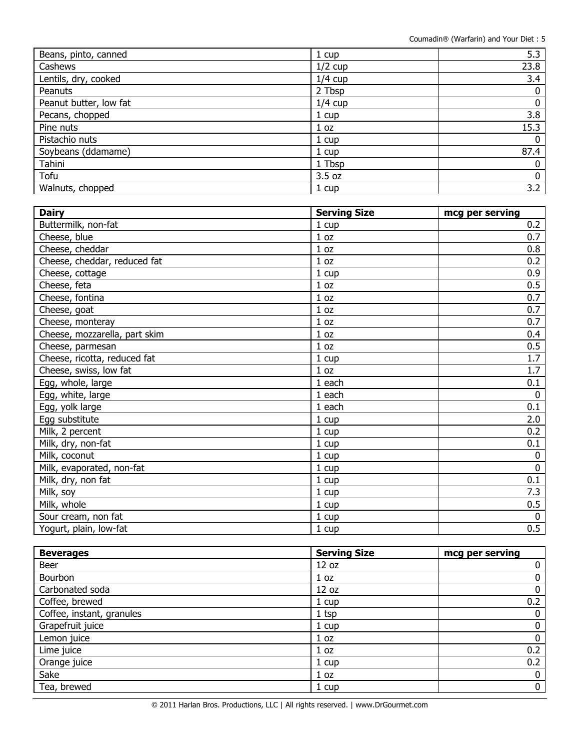| Beans, pinto, canned | 1 cup | 5.3 |
|---|---|---|
| Cashews | 1/2 cup | 23.8 |
| Lentils, dry, cooked | 1/4 cup | 3.4 |
| Peanuts | 2 Tbsp | 0 |
| Peanut butter, low fat | 1/4 cup | 0 |
| Pecans, chopped | 1 cup | 3.8 |
| Pine nuts | 1 oz | 15.3 |
| Pistachio nuts | 1 cup | 0 |
| Soybeans (ddamame) | 1 cup | 87.4 |
| Tahini | 1 Tbsp | 0 |
| Tofu | 3.5 oz | 0 |
| Walnuts, chopped | 1 cup | 3.2 |

| **Dairy** | **Serving Size** | **mcg per serving** |
|---|---|---|
| Buttermilk, non-fat | 1 cup | 0.2 |
| Cheese, blue | 1 oz | 0.7 |
| Cheese, cheddar | 1 oz | 0.8 |
| Cheese, cheddar, reduced fat | 1 oz | 0.2 |
| Cheese, cottage | 1 cup | 0.9 |
| Cheese, feta | 1 oz | 0.5 |
| Cheese, fontina | 1 oz | 0.7 |
| Cheese, goat | 1 oz | 0.7 |
| Cheese, monteray | 1 oz | 0.7 |
| Cheese, mozzarella, part skim | 1 oz | 0.4 |
| Cheese, parmesan | 1 oz | 0.5 |
| Cheese, ricotta, reduced fat | 1 cup | 1.7 |
| Cheese, swiss, low fat | 1 oz | 1.7 |
| Egg, whole, large | 1 each | 0.1 |
| Egg, white, large | 1 each | 0 |
| Egg, yolk large | 1 each | 0.1 |
| Egg substitute | 1 cup | 2.0 |
| Milk, 2 percent | 1 cup | 0.2 |
| Milk, dry, non-fat | 1 cup | 0.1 |
| Milk, coconut | 1 cup | 0 |
| Milk, evaporated, non-fat | 1 cup | 0 |
| Milk, dry, non fat | 1 cup | 0.1 |
| Milk, soy | 1 cup | 7.3 |
| Milk, whole | 1 cup | 0.5 |
| Sour cream, non fat | 1 cup | 0 |
| Yogurt, plain, low-fat | 1 cup | 0.5 |

| **Beverages** | **Serving Size** | **mcg per serving** |
|---|---|---|
| Beer | 12 oz | 0 |
| Bourbon | 1 oz | 0 |
| Carbonated soda | 12 oz | 0 |
| Coffee, brewed | 1 cup | 0.2 |
| Coffee, instant, granules | 1 tsp | 0 |
| Grapefruit juice | 1 cup | 0 |
| Lemon juice | 1 oz | 0 |
| Lime juice | 1 oz | 0.2 |
| Orange juice | 1 cup | 0.2 |
| Sake | 1 oz | 0 |
| Tea, brewed | 1 cup | 0 |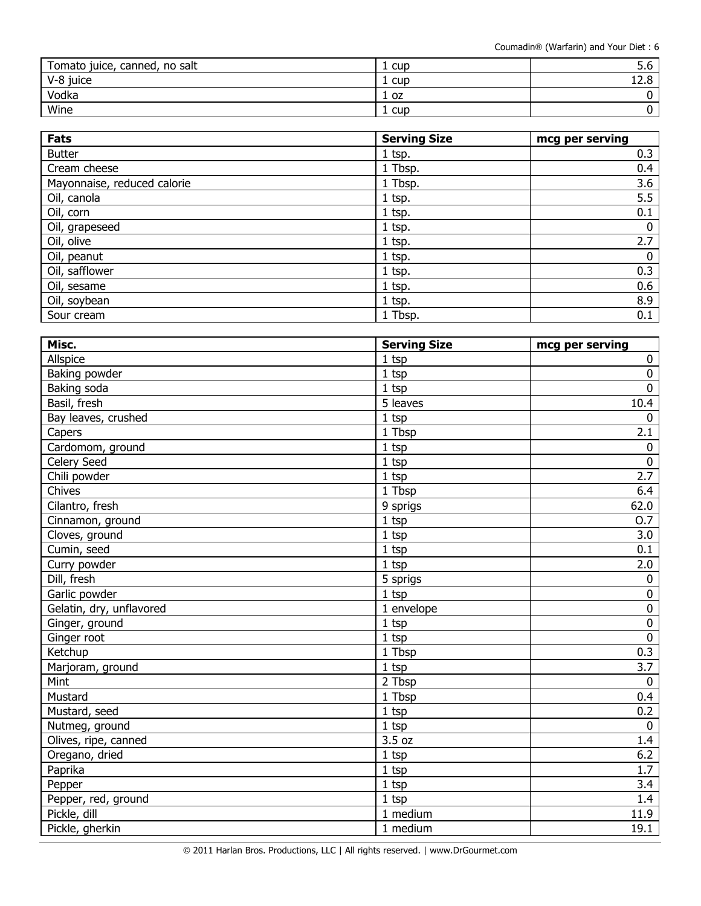| Tomato juice, canned, no salt | 1 cup | 5.6 |
|---|---|---|
| V-8 juice | 1 cup | 12.8 |
| Vodka | 1 oz | 0 |
| Wine | 1 cup | 0 |

| Fats | Serving Size | mcg per serving |
|---|---|---|
| Butter | 1 tsp. | 0.3 |
| Cream cheese | 1 Tbsp. | 0.4 |
| Mayonnaise, reduced calorie | 1 Tbsp. | 3.6 |
| Oil, canola | 1 tsp. | 5.5 |
| Oil, corn | 1 tsp. | 0.1 |
| Oil, grapeseed | 1 tsp. | 0 |
| Oil, olive | 1 tsp. | 2.7 |
| Oil, peanut | 1 tsp. | 0 |
| Oil, safflower | 1 tsp. | 0.3 |
| Oil, sesame | 1 tsp. | 0.6 |
| Oil, soybean | 1 tsp. | 8.9 |
| Sour cream | 1 Tbsp. | 0.1 |

| Misc. | Serving Size | mcg per serving |
|---|---|---|
| Allspice | 1 tsp | 0 |
| Baking powder | 1 tsp | 0 |
| Baking soda | 1 tsp | 0 |
| Basil, fresh | 5 leaves | 10.4 |
| Bay leaves, crushed | 1 tsp | 0 |
| Capers | 1 Tbsp | 2.1 |
| Cardomom, ground | 1 tsp | 0 |
| Celery Seed | 1 tsp | 0 |
| Chili powder | 1 tsp | 2.7 |
| Chives | 1 Tbsp | 6.4 |
| Cilantro, fresh | 9 sprigs | 62.0 |
| Cinnamon, ground | 1 tsp | O.7 |
| Cloves, ground | 1 tsp | 3.0 |
| Cumin, seed | 1 tsp | 0.1 |
| Curry powder | 1 tsp | 2.0 |
| Dill, fresh | 5 sprigs | 0 |
| Garlic powder | 1 tsp | 0 |
| Gelatin, dry, unflavored | 1 envelope | 0 |
| Ginger, ground | 1 tsp | 0 |
| Ginger root | 1 tsp | 0 |
| Ketchup | 1 Tbsp | 0.3 |
| Marjoram, ground | 1 tsp | 3.7 |
| Mint | 2 Tbsp | 0 |
| Mustard | 1 Tbsp | 0.4 |
| Mustard, seed | 1 tsp | 0.2 |
| Nutmeg, ground | 1 tsp | 0 |
| Olives, ripe, canned | 3.5 oz | 1.4 |
| Oregano, dried | 1 tsp | 6.2 |
| Paprika | 1 tsp | 1.7 |
| Pepper | 1 tsp | 3.4 |
| Pepper, red, ground | 1 tsp | 1.4 |
| Pickle, dill | 1 medium | 11.9 |
| Pickle, gherkin | 1 medium | 19.1 |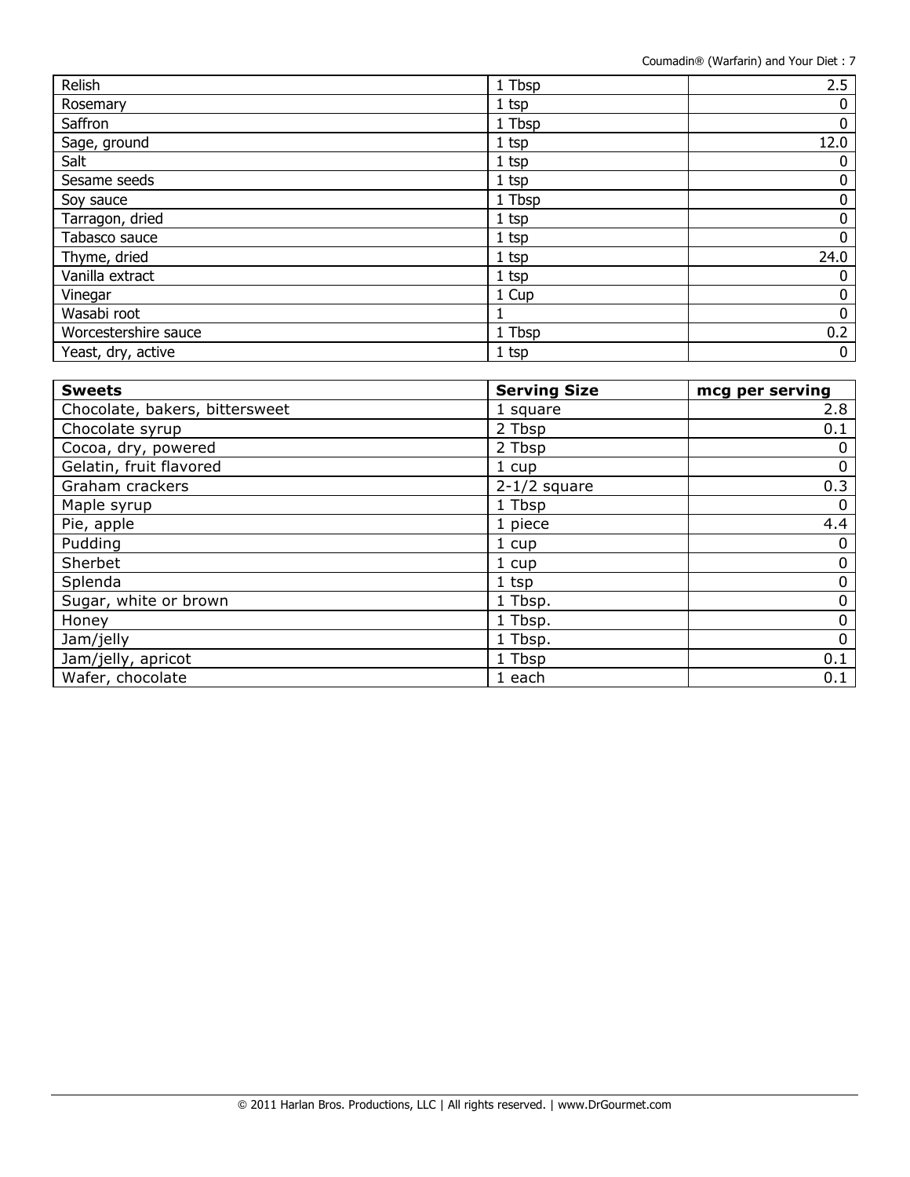| | | |
|---|---|---|
| Relish | 1 Tbsp | 2.5 |
| Rosemary | 1 tsp | 0 |
| Saffron | 1 Tbsp | 0 |
| Sage, ground | 1 tsp | 12.0 |
| Salt | 1 tsp | 0 |
| Sesame seeds | 1 tsp | 0 |
| Soy sauce | 1 Tbsp | 0 |
| Tarragon, dried | 1 tsp | 0 |
| Tabasco sauce | 1 tsp | 0 |
| Thyme, dried | 1 tsp | 24.0 |
| Vanilla extract | 1 tsp | 0 |
| Vinegar | 1 Cup | 0 |
| Wasabi root | 1 | 0 |
| Worcestershire sauce | 1 Tbsp | 0.2 |
| Yeast, dry, active | 1 tsp | 0 |

| **Sweets** | **Serving Size** | **mcg per serving** |
|---|---|---|
| Chocolate, bakers, bittersweet | 1 square | 2.8 |
| Chocolate syrup | 2 Tbsp | 0.1 |
| Cocoa, dry, powered | 2 Tbsp | 0 |
| Gelatin, fruit flavored | 1 cup | 0 |
| Graham crackers | 2-1/2 square | 0.3 |
| Maple syrup | 1 Tbsp | 0 |
| Pie, apple | 1 piece | 4.4 |
| Pudding | 1 cup | 0 |
| Sherbet | 1 cup | 0 |
| Splenda | 1 tsp | 0 |
| Sugar, white or brown | 1 Tbsp. | 0 |
| Honey | 1 Tbsp. | 0 |
| Jam/jelly | 1 Tbsp. | 0 |
| Jam/jelly, apricot | 1 Tbsp | 0.1 |
| Wafer, chocolate | 1 each | 0.1 |